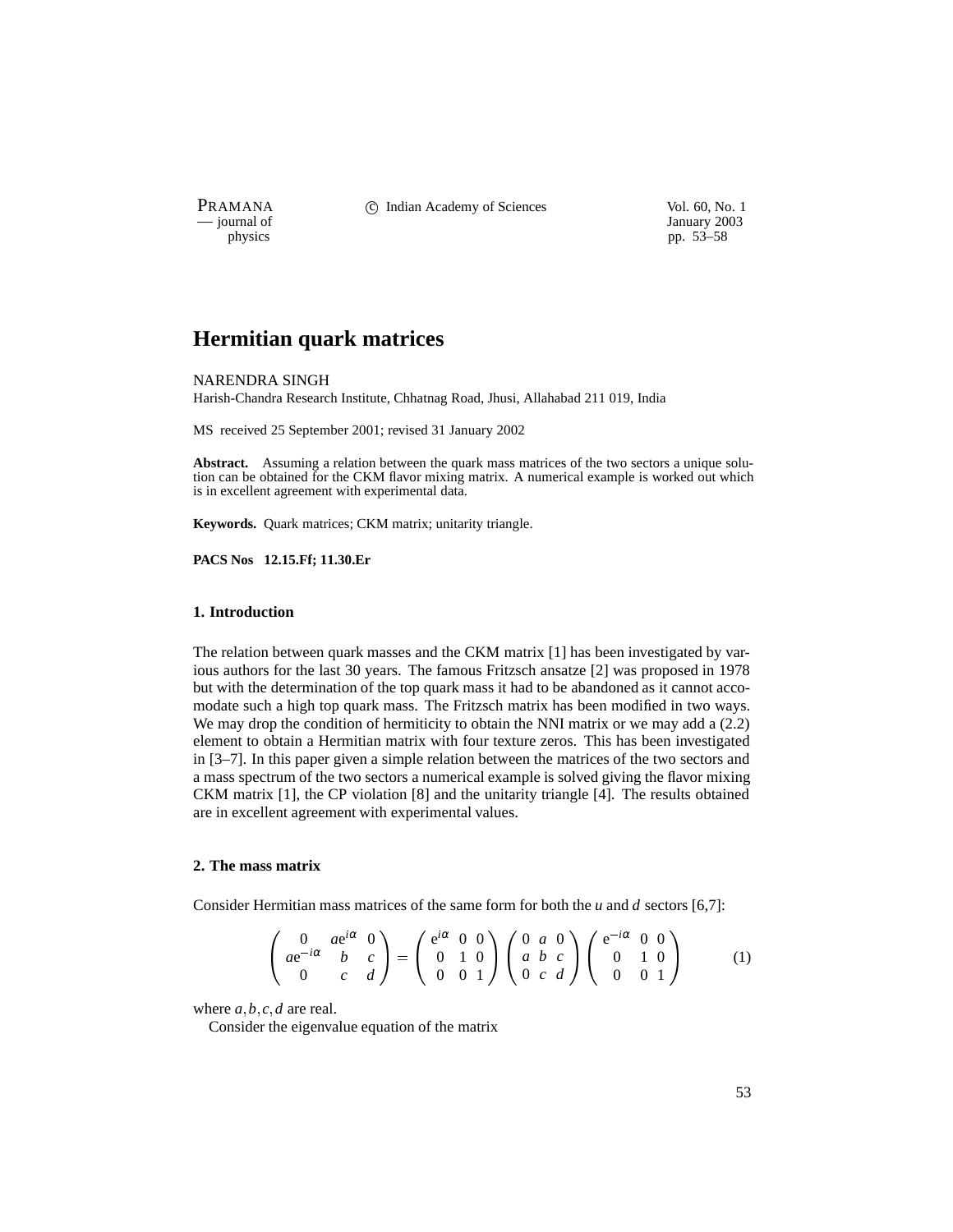# Hermitian quark matrices

NARENDRA SINGH

Harish-Chandra Research Institute, Chhatnag Road, Jhusi, Allahabad 211 019, India

MS received 25 September 2001; revised 31 January 2002

**Abstract.** Assuming a relation between the quark mass matrices of the two sectors a unique solution can be obtained for the CKM flavor mixing matrix. A numerical example is worked out which is in excellent agreement with experimental data.

**Keywords.** Quark matrices; CKM matrix; unitarity triangle.

**PACS Nos 12.15.Ff; 11.30.Er**

## 1. Introduction

The relation between quark masses and the CKM matrix [1] has been investigated by various authors for the last 30 years. The famous Fritzsch ansatze [2] was proposed in 1978 but with the determination of the top quark mass it had to be abandoned as it cannot accomodate such a high top quark mass. The Fritzsch matrix has been modified in two ways. We may drop the condition of hermiticity to obtain the NNI matrix or we may add a (2.2) element to obtain a Hermitian matrix with four texture zeros. This has been investigated in [3–7]. In this paper given a simple relation between the matrices of the two sectors and a mass spectrum of the two sectors a numerical example is solved giving the flavor mixing CKM matrix [1], the CP violation [8] and the unitarity triangle [4]. The results obtained are in excellent agreement with experimental values.

## 2. The mass matrix

Consider Hermitian mass matrices of the same form for both the $u$ and $d$ sectors [6,7]:

$$\begin{pmatrix} 0 & a\mathrm{e}^{i\alpha} & 0 \\ a\mathrm{e}^{-i\alpha} & b & c \\ 0 & c & d \end{pmatrix} = \begin{pmatrix} \mathrm{e}^{i\alpha} & 0 & 0 \\ 0 & 1 & 0 \\ 0 & 0 & 1 \end{pmatrix} \begin{pmatrix} 0 & a & 0 \\ a & b & c \\ 0 & c & d \end{pmatrix} \begin{pmatrix} \mathrm{e}^{-i\alpha} & 0 & 0 \\ 0 & 1 & 0 \\ 0 & 0 & 1 \end{pmatrix} \tag{1}$$

where $a, b, c, d$ are real.

Consider the eigenvalue equation of the matrix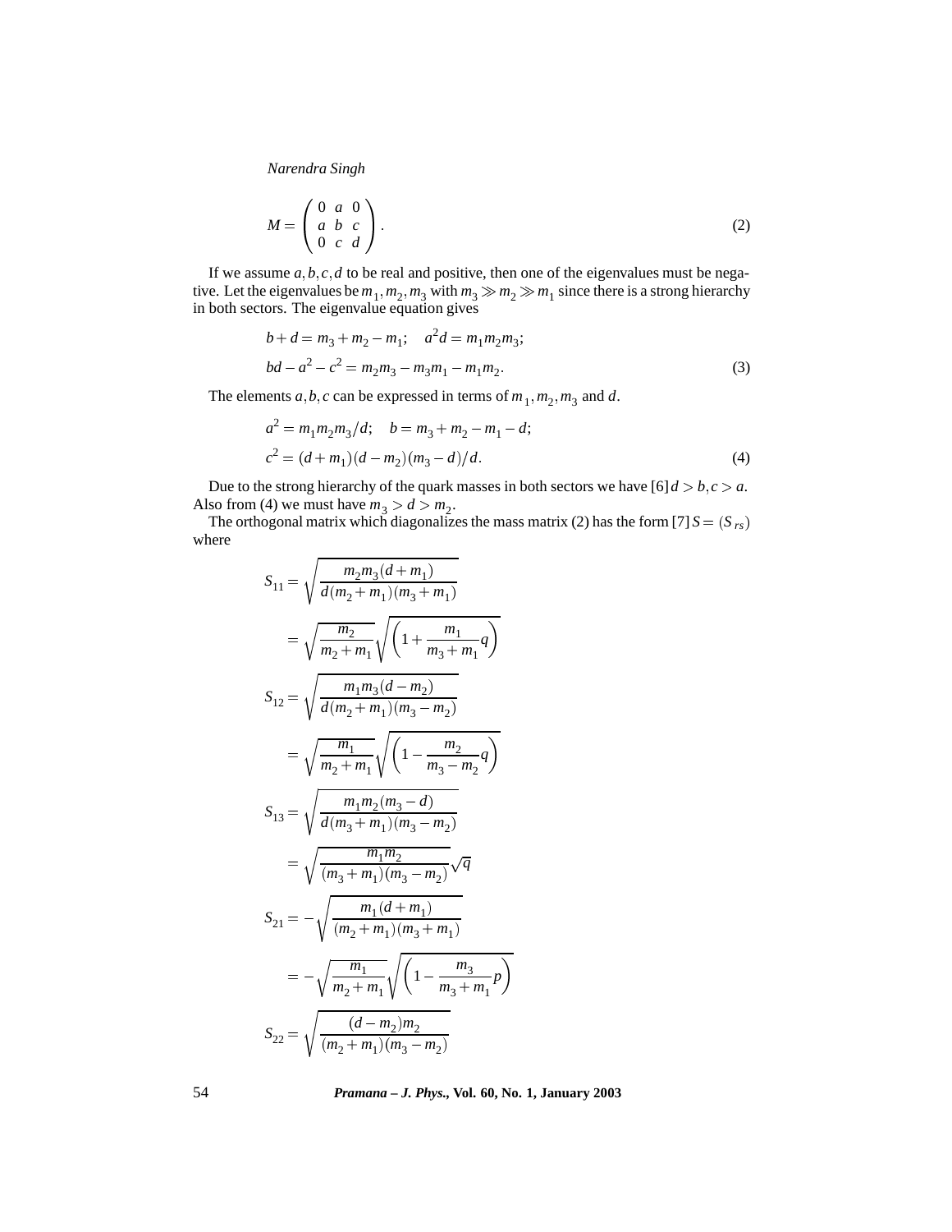$$M = \begin{pmatrix} 0 & a & 0 \\ a & b & c \\ 0 & c & d \end{pmatrix}. \tag{2}$$

If we assume $a, b, c, d$ to be real and positive, then one of the eigenvalues must be negative. Let the eigenvalues be $m_1, m_2, m_3$ with $m_3 \gg m_2 \gg m_1$ since there is a strong hierarchy in both sectors. The eigenvalue equation gives

$$\begin{aligned} &b + d = m_3 + m_2 - m_1; \quad a^2 d = m_1 m_2 m_3; \\ &bd - a^2 - c^2 = m_2 m_3 - m_3 m_1 - m_1 m_2. \end{aligned} \tag{3}$$

The elements $a, b, c$ can be expressed in terms of $m_1, m_2, m_3$ and $d$.

$$\begin{aligned} &a^2 = m_1 m_2 m_3 / d; \quad b = m_3 + m_2 - m_1 - d; \\ &c^2 = (d + m_1)(d - m_2)(m_3 - d)/d. \end{aligned} \tag{4}$$

Due to the strong hierarchy of the quark masses in both sectors we have [6] $d > b, c > a$. Also from (4) we must have $m_3 > d > m_2$.

The orthogonal matrix which diagonalizes the mass matrix (2) has the form [7] $S = (S_{rs})$ where

$$\begin{aligned} S_{11} &= \sqrt{\frac{m_2 m_3 (d + m_1)}{d(m_2 + m_1)(m_3 + m_1)}} \\ &= \sqrt{\frac{m_2}{m_2 + m_1}} \sqrt{\left(1 + \frac{m_1}{m_3 + m_1} q\right)} \\ S_{12} &= \sqrt{\frac{m_1 m_3 (d - m_2)}{d(m_2 + m_1)(m_3 - m_2)}} \\ &= \sqrt{\frac{m_1}{m_2 + m_1}} \sqrt{\left(1 - \frac{m_2}{m_3 - m_2} q\right)} \\ S_{13} &= \sqrt{\frac{m_1 m_2 (m_3 - d)}{d(m_3 + m_1)(m_3 - m_2)}} \\ &= \sqrt{\frac{m_1 m_2}{(m_3 + m_1)(m_3 - m_2)}} \sqrt{q} \\ S_{21} &= -\sqrt{\frac{m_1 (d + m_1)}{(m_2 + m_1)(m_3 + m_1)}} \\ &= -\sqrt{\frac{m_1}{m_2 + m_1}} \sqrt{\left(1 - \frac{m_3}{m_3 + m_1} p\right)} \\ S_{22} &= \sqrt{\frac{(d - m_2) m_2}{(m_2 + m_1)(m_3 - m_2)}} \end{aligned}$$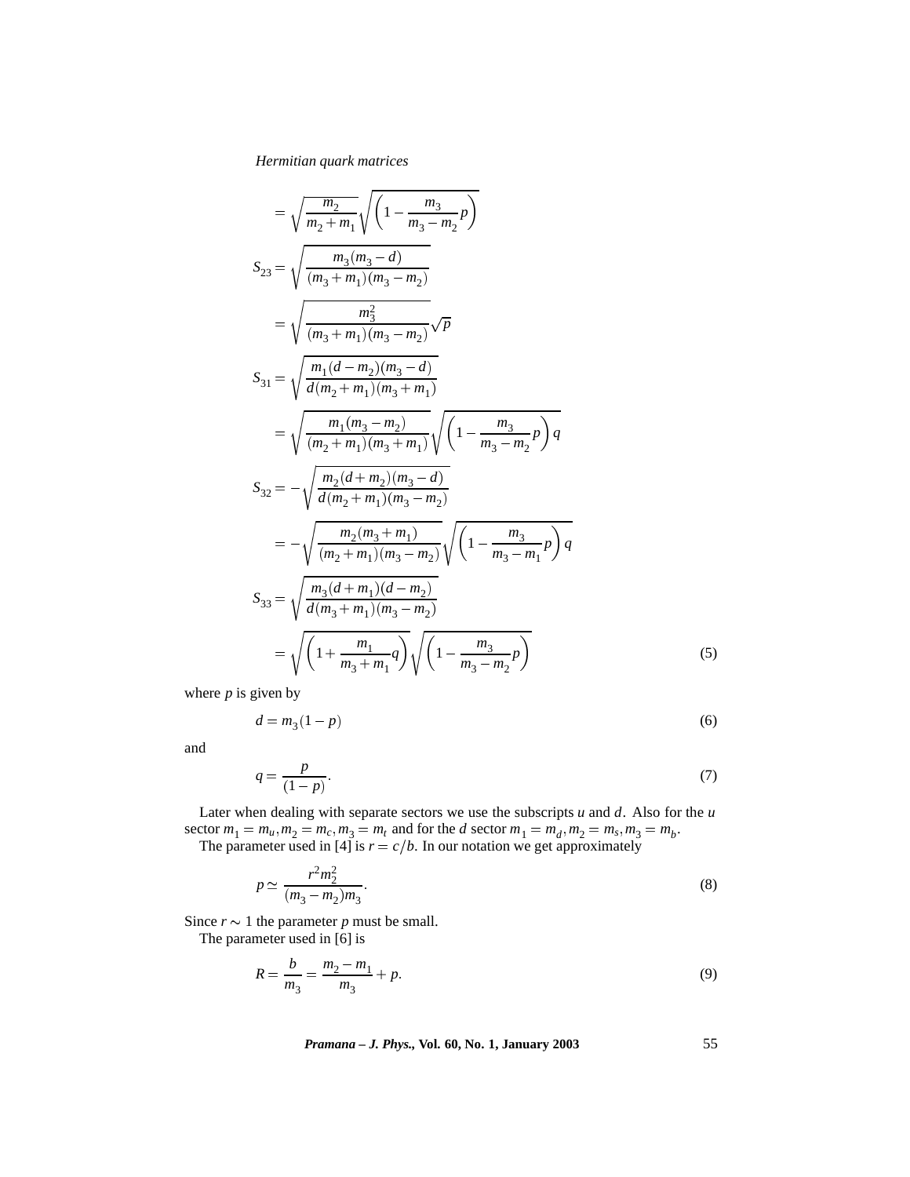$$= \sqrt{\frac{m_2}{m_2+m_1}}\sqrt{\left(1-\frac{m_3}{m_3-m_2}p\right)}$$

$$S_{23} = \sqrt{\frac{m_3(m_3-d)}{(m_3+m_1)(m_3-m_2)}}$$

$$= \sqrt{\frac{m_3^2}{(m_3+m_1)(m_3-m_2)}}\sqrt{p}$$

$$S_{31} = \sqrt{\frac{m_1(d-m_2)(m_3-d)}{d(m_2+m_1)(m_3+m_1)}}$$

$$= \sqrt{\frac{m_1(m_3-m_2)}{(m_2+m_1)(m_3+m_1)}}\sqrt{\left(1-\frac{m_3}{m_3-m_2}p\right)q}$$

$$S_{32} = -\sqrt{\frac{m_2(d+m_2)(m_3-d)}{d(m_2+m_1)(m_3-m_2)}}$$

$$= -\sqrt{\frac{m_2(m_3+m_1)}{(m_2+m_1)(m_3-m_2)}}\sqrt{\left(1-\frac{m_3}{m_3-m_1}p\right)q}$$

$$S_{33} = \sqrt{\frac{m_3(d+m_1)(d-m_2)}{d(m_3+m_1)(m_3-m_2)}}$$

$$= \sqrt{\left(1+\frac{m_1}{m_3+m_1}q\right)}\sqrt{\left(1-\frac{m_3}{m_3-m_2}p\right)} \tag{5}$$

where $p$ is given by

$$d = m_3(1-p) \tag{6}$$

and

$$q = \frac{p}{(1-p)}. \tag{7}$$

Later when dealing with separate sectors we use the subscripts $u$ and $d$. Also for the $u$ sector $m_1 = m_u, m_2 = m_c, m_3 = m_t$ and for the $d$ sector $m_1 = m_d, m_2 = m_s, m_3 = m_b$.

The parameter used in [4] is $r = c/b$. In our notation we get approximately

$$p \simeq \frac{r^2 m_2^2}{(m_3-m_2)m_3}. \tag{8}$$

Since $r \sim 1$ the parameter $p$ must be small.

The parameter used in [6] is

$$R = \frac{b}{m_3} = \frac{m_2-m_1}{m_3} + p. \tag{9}$$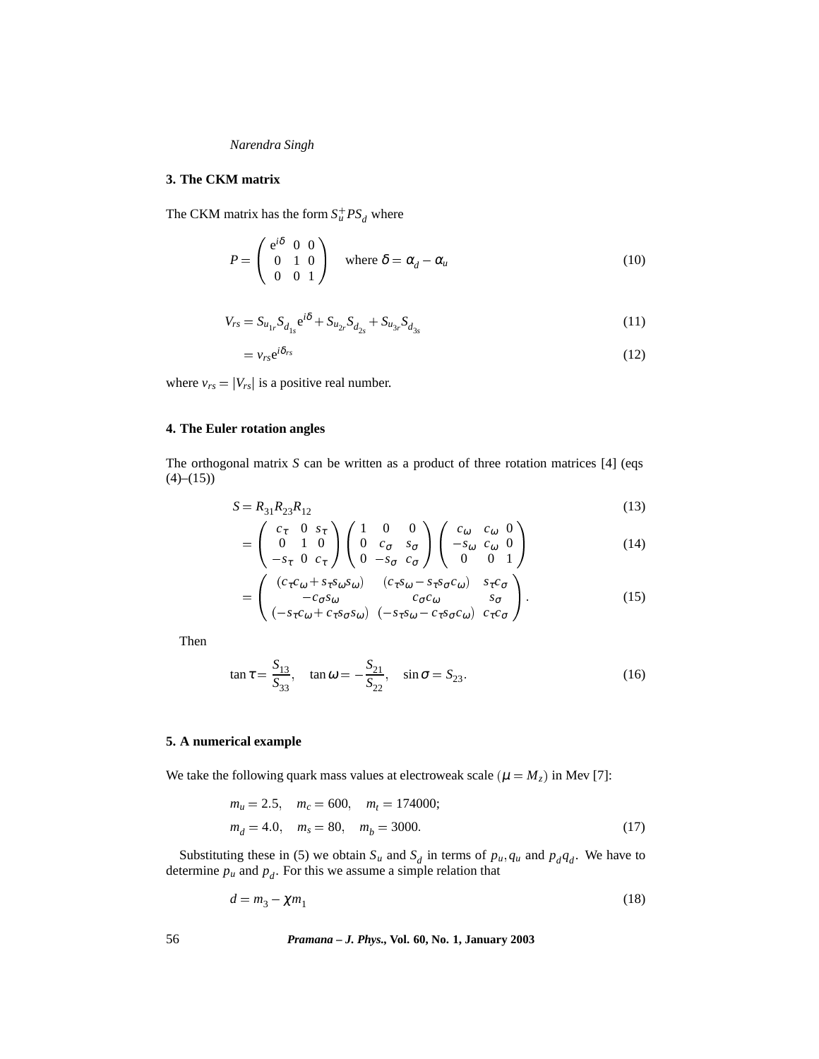## 3. The CKM matrix

The CKM matrix has the form $S_u^+ P S_d$ where

$$P = \begin{pmatrix} e^{i\delta} & 0 & 0 \\ 0 & 1 & 0 \\ 0 & 0 & 1 \end{pmatrix} \quad \text{where } \delta = \alpha_d - \alpha_u \tag{10}$$

$$V_{rs} = S_{u_{1r}} S_{d_{1s}} e^{i\delta} + S_{u_{2r}} S_{d_{2s}} + S_{u_{3r}} S_{d_{3s}} \tag{11}$$

$$= v_{rs} e^{i\delta_{rs}} \tag{12}$$

where $v_{rs} = |V_{rs}|$ is a positive real number.

## 4. The Euler rotation angles

The orthogonal matrix $S$ can be written as a product of three rotation matrices [4] (eqs (4)–(15))

$$S = R_{31} R_{23} R_{12} \tag{13}$$

$$= \begin{pmatrix} c_\tau & 0 & s_\tau \\ 0 & 1 & 0 \\ -s_\tau & 0 & c_\tau \end{pmatrix} \begin{pmatrix} 1 & 0 & 0 \\ 0 & c_\sigma & s_\sigma \\ 0 & -s_\sigma & c_\sigma \end{pmatrix} \begin{pmatrix} c_\omega & c_\omega & 0 \\ -s_\omega & c_\omega & 0 \\ 0 & 0 & 1 \end{pmatrix} \tag{14}$$

$$= \begin{pmatrix} (c_\tau c_\omega + s_\tau s_\omega s_\omega) & (c_\tau s_\omega - s_\tau s_\sigma c_\omega) & s_\tau c_\sigma \\ -c_\sigma s_\omega & c_\sigma c_\omega & s_\sigma \\ (-s_\tau c_\omega + c_\tau s_\sigma s_\omega) & (-s_\tau s_\omega - c_\tau s_\sigma c_\omega) & c_\tau c_\sigma \end{pmatrix}. \tag{15}$$

Then

$$\tan\tau = \frac{S_{13}}{S_{33}}, \quad \tan\omega = -\frac{S_{21}}{S_{22}}, \quad \sin\sigma = S_{23}. \tag{16}$$

## 5. A numerical example

We take the following quark mass values at electroweak scale ($\mu = M_z$) in Mev [7]:

$$\begin{aligned} &m_u = 2.5, \quad m_c = 600, \quad m_t = 174000; \\ &m_d = 4.0, \quad m_s = 80, \quad m_b = 3000. \end{aligned} \tag{17}$$

Substituting these in (5) we obtain $S_u$ and $S_d$ in terms of $p_u, q_u$ and $p_d q_d$. We have to determine $p_u$ and $p_d$. For this we assume a simple relation that

$$d = m_3 - \chi m_1 \tag{18}$$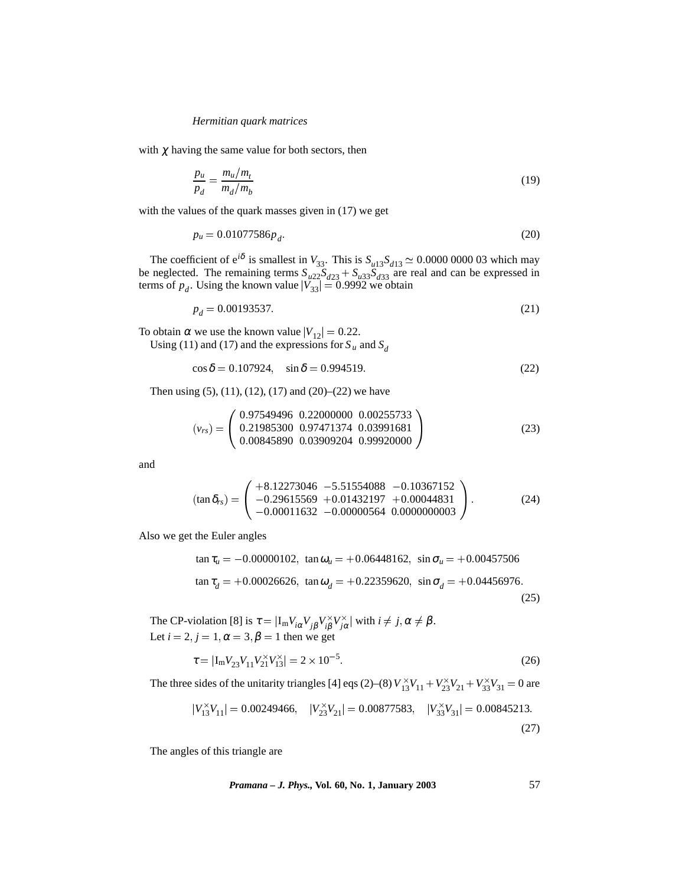with $\chi$ having the same value for both sectors, then

$$\frac{p_u}{p_d} = \frac{m_u/m_t}{m_d/m_b} \tag{19}$$

with the values of the quark masses given in (17) we get

$$p_u = 0.01077586 p_d. \tag{20}$$

The coefficient of $e^{i\delta}$ is smallest in $V_{33}$. This is $S_{u13}S_{d13} \simeq 0.0000\,0000\,03$ which may be neglected. The remaining terms $S_{u22}S_{d23} + S_{u33}S_{d33}$ are real and can be expressed in terms of $p_d$. Using the known value $|V_{33}| = 0.9992$ we obtain

$$p_d = 0.00193537. \tag{21}$$

To obtain $\alpha$ we use the known value $|V_{12}| = 0.22$.

Using (11) and (17) and the expressions for $S_u$ and $S_d$

$$\cos\delta = 0.107924, \quad \sin\delta = 0.994519. \tag{22}$$

Then using (5), (11), (12), (17) and (20)–(22) we have

$$(v_{rs}) = \begin{pmatrix} 0.97549496 & 0.22000000 & 0.00255733 \\ 0.21985300 & 0.97471374 & 0.03991681 \\ 0.00845890 & 0.03909204 & 0.99920000 \end{pmatrix} \tag{23}$$

and

$$(\tan\delta_{rs}) = \begin{pmatrix} +8.12273046 & -5.51554088 & -0.10367152 \\ -0.29615569 & +0.01432197 & +0.00044831 \\ -0.00011632 & -0.00000564 & 0.0000000003 \end{pmatrix}. \tag{24}$$

Also we get the Euler angles

$$\begin{aligned} &\tan\tau_u = -0.00000102, \ \tan\omega_u = +0.06448162, \ \sin\sigma_u = +0.00457506 \\ &\tan\tau_d = +0.00026626, \ \tan\omega_d = +0.22359620, \ \sin\sigma_d = +0.04456976. \end{aligned} \tag{25}$$

The CP-violation [8] is $\tau = |\mathrm{I_m} V_{i\alpha} V_{j\beta} V^{\times}_{i\beta} V^{\times}_{j\alpha}|$ with $i \neq j, \alpha \neq \beta$.

Let $i = 2, j = 1, \alpha = 3, \beta = 1$ then we get

$$\tau = |\mathrm{I_m} V_{23} V_{11} V^{\times}_{21} V^{\times}_{13}| = 2 \times 10^{-5}. \tag{26}$$

The three sides of the unitarity triangles [4] eqs (2)–(8) $V^{\times}_{13}V_{11} + V^{\times}_{23}V_{21} + V^{\times}_{33}V_{31} = 0$ are

$$|V^{\times}_{13}V_{11}| = 0.00249466, \quad |V^{\times}_{23}V_{21}| = 0.00877583, \quad |V^{\times}_{33}V_{31}| = 0.00845213. \tag{27}$$

The angles of this triangle are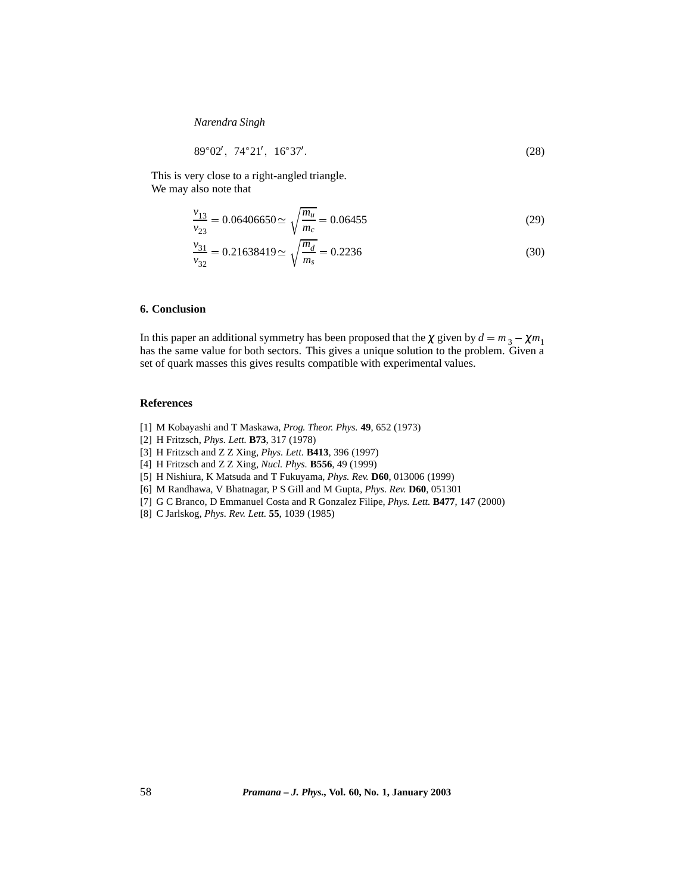$$89^\circ 02', \;\; 74^\circ 21', \;\; 16^\circ 37'. \tag{28}$$

This is very close to a right-angled triangle.

We may also note that

$$\frac{v_{13}}{v_{23}} = 0.06406650 \simeq \sqrt{\frac{m_u}{m_c}} = 0.06455 \tag{29}$$

$$\frac{v_{31}}{v_{32}} = 0.21638419 \simeq \sqrt{\frac{m_d}{m_s}} = 0.2236 \tag{30}$$

## 6. Conclusion

In this paper an additional symmetry has been proposed that the $\chi$ given by $d = m_3 - \chi m_1$ has the same value for both sectors. This gives a unique solution to the problem. Given a set of quark masses this gives results compatible with experimental values.

## References

[1] M Kobayashi and T Maskawa, *Prog. Theor. Phys.* **49**, 652 (1973)
[2] H Fritzsch, *Phys. Lett.* **B73**, 317 (1978)
[3] H Fritzsch and Z Z Xing, *Phys. Lett.* **B413**, 396 (1997)
[4] H Fritzsch and Z Z Xing, *Nucl. Phys.* **B556**, 49 (1999)
[5] H Nishiura, K Matsuda and T Fukuyama, *Phys. Rev.* **D60**, 013006 (1999)
[6] M Randhawa, V Bhatnagar, P S Gill and M Gupta, *Phys. Rev.* **D60**, 051301
[7] G C Branco, D Emmanuel Costa and R Gonzalez Filipe, *Phys. Lett.* **B477**, 147 (2000)
[8] C Jarlskog, *Phys. Rev. Lett.* **55**, 1039 (1985)